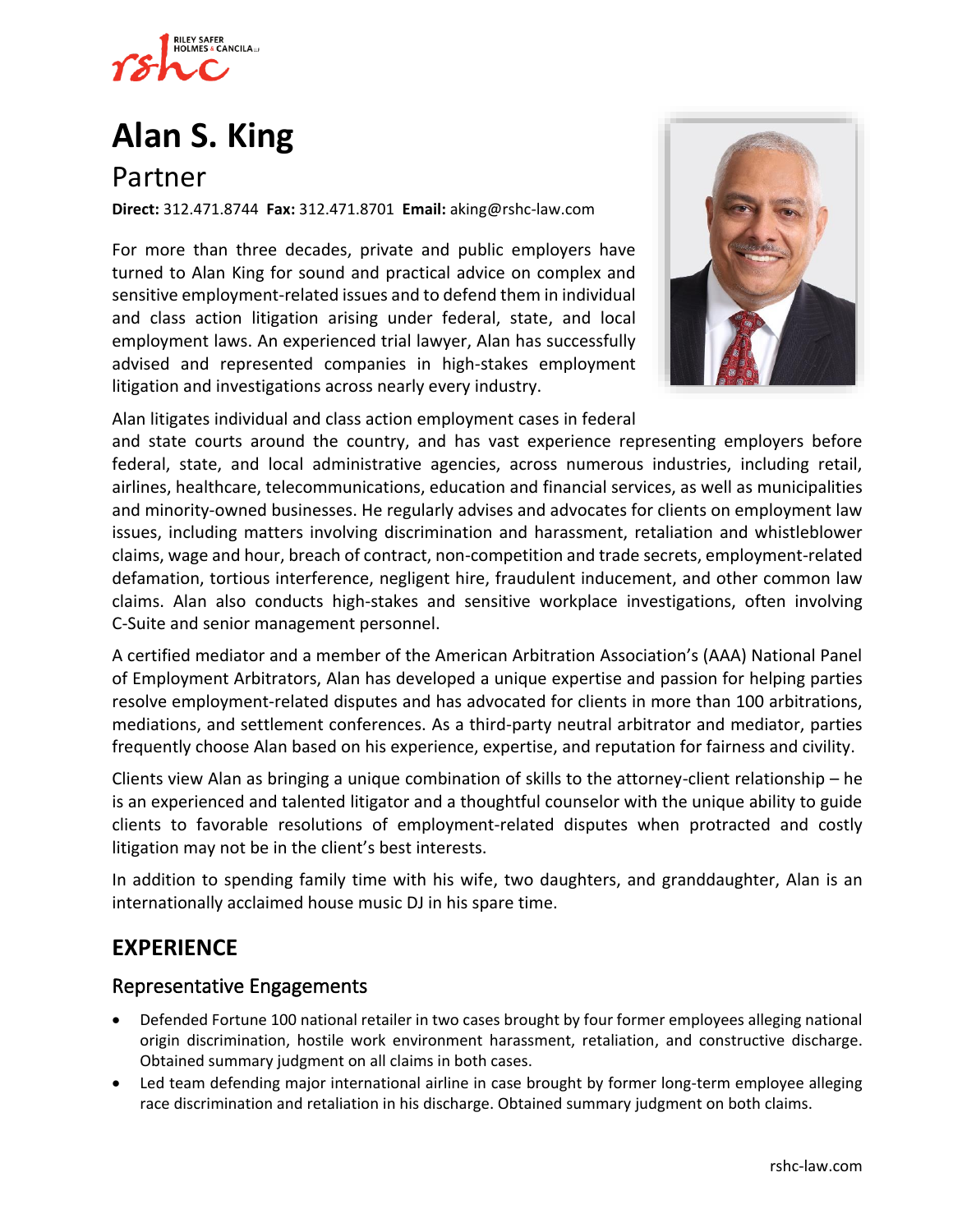# Alan S. King

## Partner

**Direct:** 312.471.8744  **Fax:** 312.471.8701  **Email:** aking@rshc-law.com

For more than three decades, private and public employers have turned to Alan King for sound and practical advice on complex and sensitive employment-related issues and to defend them in individual and class action litigation arising under federal, state, and local employment laws. An experienced trial lawyer, Alan has successfully advised and represented companies in high-stakes employment litigation and investigations across nearly every industry.

Alan litigates individual and class action employment cases in federal and state courts around the country, and has vast experience representing employers before federal, state, and local administrative agencies, across numerous industries, including retail, airlines, healthcare, telecommunications, education and financial services, as well as municipalities and minority-owned businesses. He regularly advises and advocates for clients on employment law issues, including matters involving discrimination and harassment, retaliation and whistleblower claims, wage and hour, breach of contract, non-competition and trade secrets, employment-related defamation, tortious interference, negligent hire, fraudulent inducement, and other common law claims. Alan also conducts high-stakes and sensitive workplace investigations, often involving C-Suite and senior management personnel.

A certified mediator and a member of the American Arbitration Association's (AAA) National Panel of Employment Arbitrators, Alan has developed a unique expertise and passion for helping parties resolve employment-related disputes and has advocated for clients in more than 100 arbitrations, mediations, and settlement conferences. As a third-party neutral arbitrator and mediator, parties frequently choose Alan based on his experience, expertise, and reputation for fairness and civility.

Clients view Alan as bringing a unique combination of skills to the attorney-client relationship – he is an experienced and talented litigator and a thoughtful counselor with the unique ability to guide clients to favorable resolutions of employment-related disputes when protracted and costly litigation may not be in the client's best interests.

In addition to spending family time with his wife, two daughters, and granddaughter, Alan is an internationally acclaimed house music DJ in his spare time.

## EXPERIENCE

### Representative Engagements

- Defended Fortune 100 national retailer in two cases brought by four former employees alleging national origin discrimination, hostile work environment harassment, retaliation, and constructive discharge. Obtained summary judgment on all claims in both cases.
- Led team defending major international airline in case brought by former long-term employee alleging race discrimination and retaliation in his discharge. Obtained summary judgment on both claims.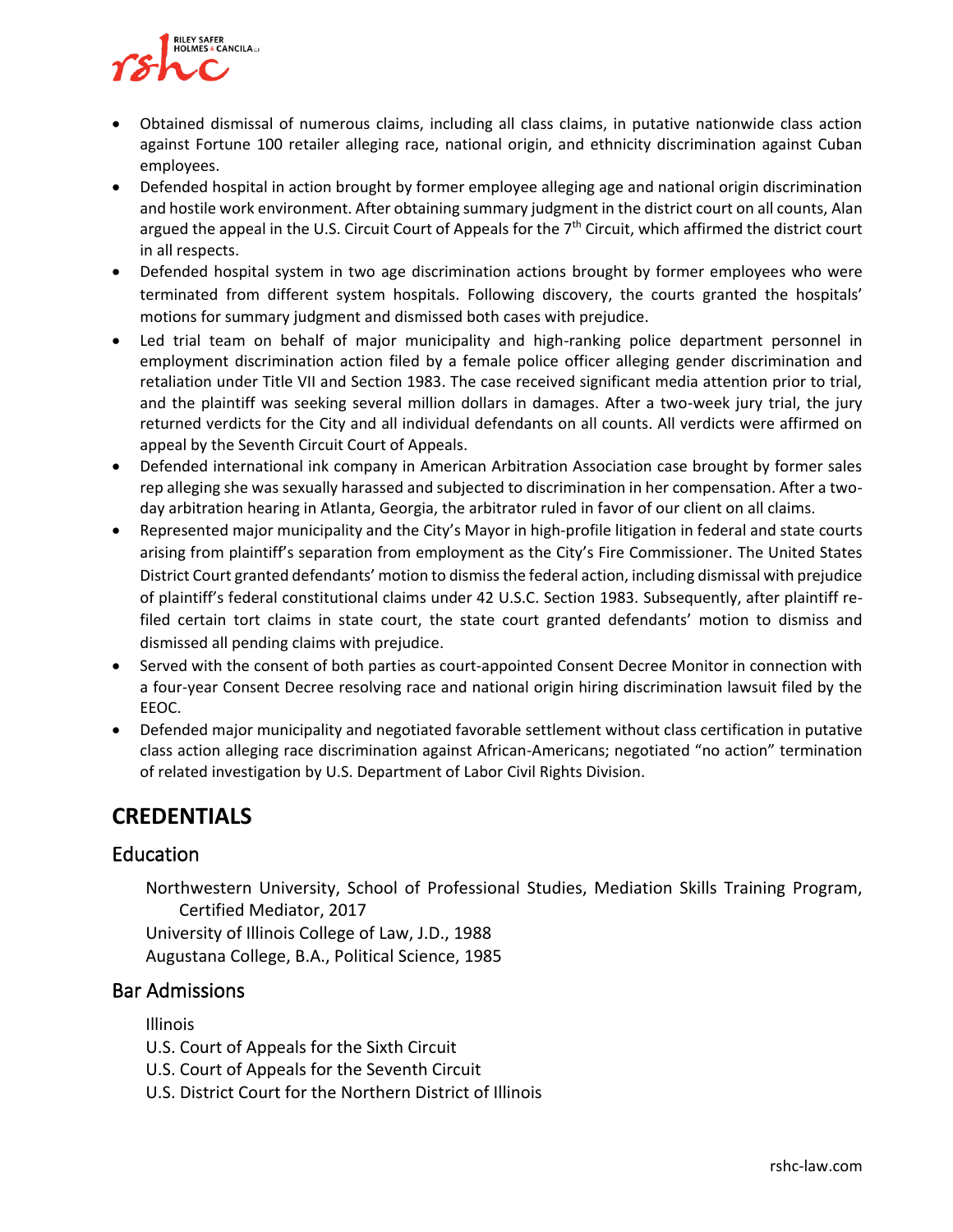- Obtained dismissal of numerous claims, including all class claims, in putative nationwide class action against Fortune 100 retailer alleging race, national origin, and ethnicity discrimination against Cuban employees.
- Defended hospital in action brought by former employee alleging age and national origin discrimination and hostile work environment. After obtaining summary judgment in the district court on all counts, Alan argued the appeal in the U.S. Circuit Court of Appeals for the 7th Circuit, which affirmed the district court in all respects.
- Defended hospital system in two age discrimination actions brought by former employees who were terminated from different system hospitals. Following discovery, the courts granted the hospitals' motions for summary judgment and dismissed both cases with prejudice.
- Led trial team on behalf of major municipality and high-ranking police department personnel in employment discrimination action filed by a female police officer alleging gender discrimination and retaliation under Title VII and Section 1983. The case received significant media attention prior to trial, and the plaintiff was seeking several million dollars in damages. After a two-week jury trial, the jury returned verdicts for the City and all individual defendants on all counts. All verdicts were affirmed on appeal by the Seventh Circuit Court of Appeals.
- Defended international ink company in American Arbitration Association case brought by former sales rep alleging she was sexually harassed and subjected to discrimination in her compensation. After a two-day arbitration hearing in Atlanta, Georgia, the arbitrator ruled in favor of our client on all claims.
- Represented major municipality and the City's Mayor in high-profile litigation in federal and state courts arising from plaintiff's separation from employment as the City's Fire Commissioner. The United States District Court granted defendants' motion to dismiss the federal action, including dismissal with prejudice of plaintiff's federal constitutional claims under 42 U.S.C. Section 1983. Subsequently, after plaintiff re-filed certain tort claims in state court, the state court granted defendants' motion to dismiss and dismissed all pending claims with prejudice.
- Served with the consent of both parties as court-appointed Consent Decree Monitor in connection with a four-year Consent Decree resolving race and national origin hiring discrimination lawsuit filed by the EEOC.
- Defended major municipality and negotiated favorable settlement without class certification in putative class action alleging race discrimination against African-Americans; negotiated "no action" termination of related investigation by U.S. Department of Labor Civil Rights Division.

# CREDENTIALS

## Education

Northwestern University, School of Professional Studies, Mediation Skills Training Program, Certified Mediator, 2017
University of Illinois College of Law, J.D., 1988
Augustana College, B.A., Political Science, 1985

## Bar Admissions

Illinois
U.S. Court of Appeals for the Sixth Circuit
U.S. Court of Appeals for the Seventh Circuit
U.S. District Court for the Northern District of Illinois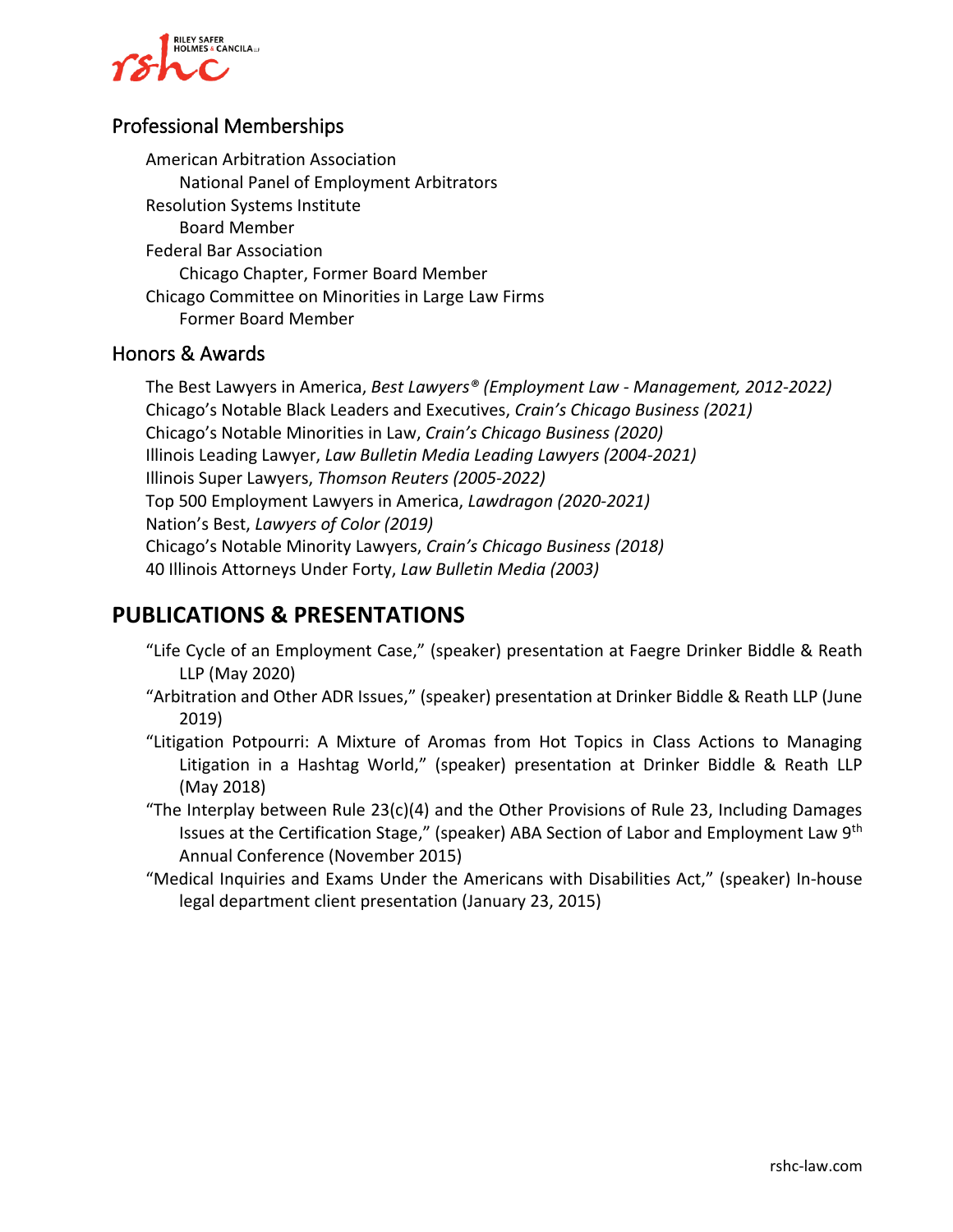## Professional Memberships

American Arbitration Association
    National Panel of Employment Arbitrators
Resolution Systems Institute
    Board Member
Federal Bar Association
    Chicago Chapter, Former Board Member
Chicago Committee on Minorities in Large Law Firms
    Former Board Member

## Honors & Awards

The Best Lawyers in America, *Best Lawyers® (Employment Law - Management, 2012-2022)*
Chicago's Notable Black Leaders and Executives, *Crain's Chicago Business (2021)*
Chicago's Notable Minorities in Law, *Crain's Chicago Business (2020)*
Illinois Leading Lawyer, *Law Bulletin Media Leading Lawyers (2004-2021)*
Illinois Super Lawyers, *Thomson Reuters (2005-2022)*
Top 500 Employment Lawyers in America, *Lawdragon (2020-2021)*
Nation's Best, *Lawyers of Color (2019)*
Chicago's Notable Minority Lawyers, *Crain's Chicago Business (2018)*
40 Illinois Attorneys Under Forty, *Law Bulletin Media (2003)*

# PUBLICATIONS & PRESENTATIONS

"Life Cycle of an Employment Case," (speaker) presentation at Faegre Drinker Biddle & Reath LLP (May 2020)

"Arbitration and Other ADR Issues," (speaker) presentation at Drinker Biddle & Reath LLP (June 2019)

"Litigation Potpourri: A Mixture of Aromas from Hot Topics in Class Actions to Managing Litigation in a Hashtag World," (speaker) presentation at Drinker Biddle & Reath LLP (May 2018)

"The Interplay between Rule 23(c)(4) and the Other Provisions of Rule 23, Including Damages Issues at the Certification Stage," (speaker) ABA Section of Labor and Employment Law 9th Annual Conference (November 2015)

"Medical Inquiries and Exams Under the Americans with Disabilities Act," (speaker) In-house legal department client presentation (January 23, 2015)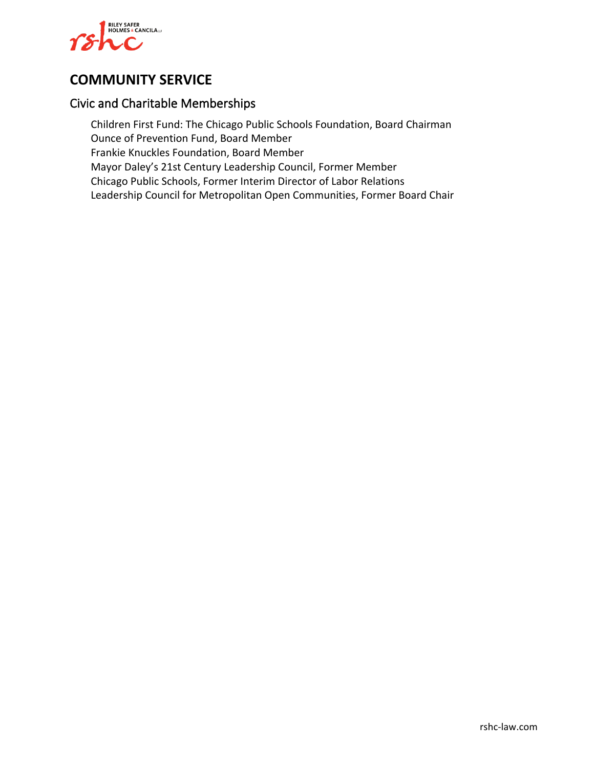## COMMUNITY SERVICE

### Civic and Charitable Memberships

Children First Fund: The Chicago Public Schools Foundation, Board Chairman
Ounce of Prevention Fund, Board Member
Frankie Knuckles Foundation, Board Member
Mayor Daley's 21st Century Leadership Council, Former Member
Chicago Public Schools, Former Interim Director of Labor Relations
Leadership Council for Metropolitan Open Communities, Former Board Chair